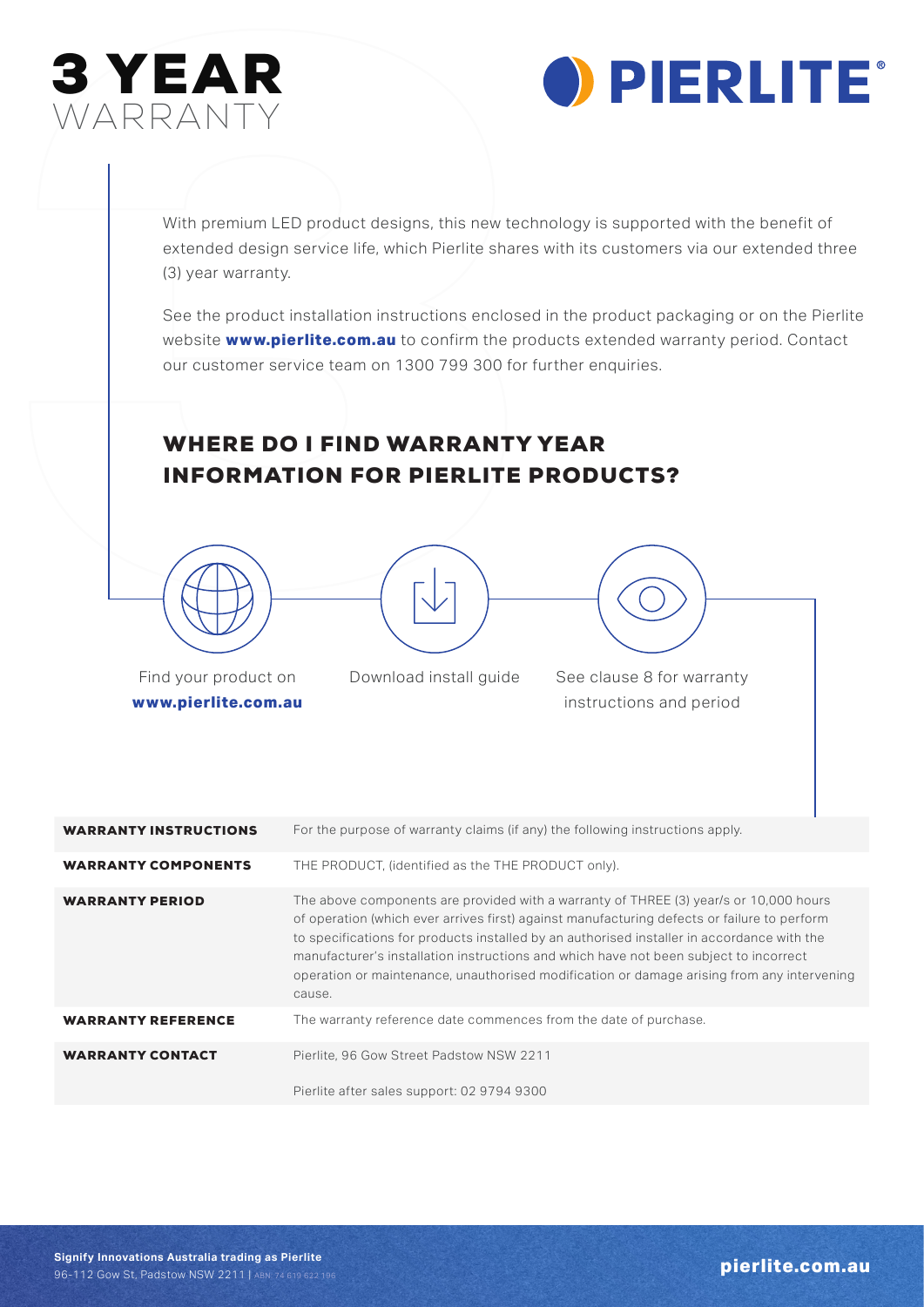# 3 YEAR WARRANTY

**PIERLITE®**

With premium LED product designs, this new technology is supported with the benefit of extended design service life, which Pierlite shares with its customers via our extended three (3) year warranty.

See the product installation instructions enclosed in the product packaging or on the Pierlite website **www.pierlite.com.au** to confirm the products extended warranty period. Contact our customer service team on 1300 799 300 for further enquiries.

## WHERE DO I FIND WARRANTY YEAR INFORMATION FOR PIERLITE PRODUCTS?

Find your product on **www.pierlite.com.au**

Download install guide

See clause 8 for warranty instructions and period

| | |
|---|---|
| **WARRANTY INSTRUCTIONS** | For the purpose of warranty claims (if any) the following instructions apply. |
| **WARRANTY COMPONENTS** | THE PRODUCT, (identified as the THE PRODUCT only). |
| **WARRANTY PERIOD** | The above components are provided with a warranty of THREE (3) year/s or 10,000 hours of operation (which ever arrives first) against manufacturing defects or failure to perform to specifications for products installed by an authorised installer in accordance with the manufacturer's installation instructions and which have not been subject to incorrect operation or maintenance, unauthorised modification or damage arising from any intervening cause. |
| **WARRANTY REFERENCE** | The warranty reference date commences from the date of purchase. |
| **WARRANTY CONTACT** | Pierlite, 96 Gow Street Padstow NSW 2211<br><br>Pierlite after sales support: 02 9794 9300 |

**Signify Innovations Australia trading as Pierlite**
96-112 Gow St, Padstow NSW 2211 | ABN: 74 619 622 196

**pierlite.com.au**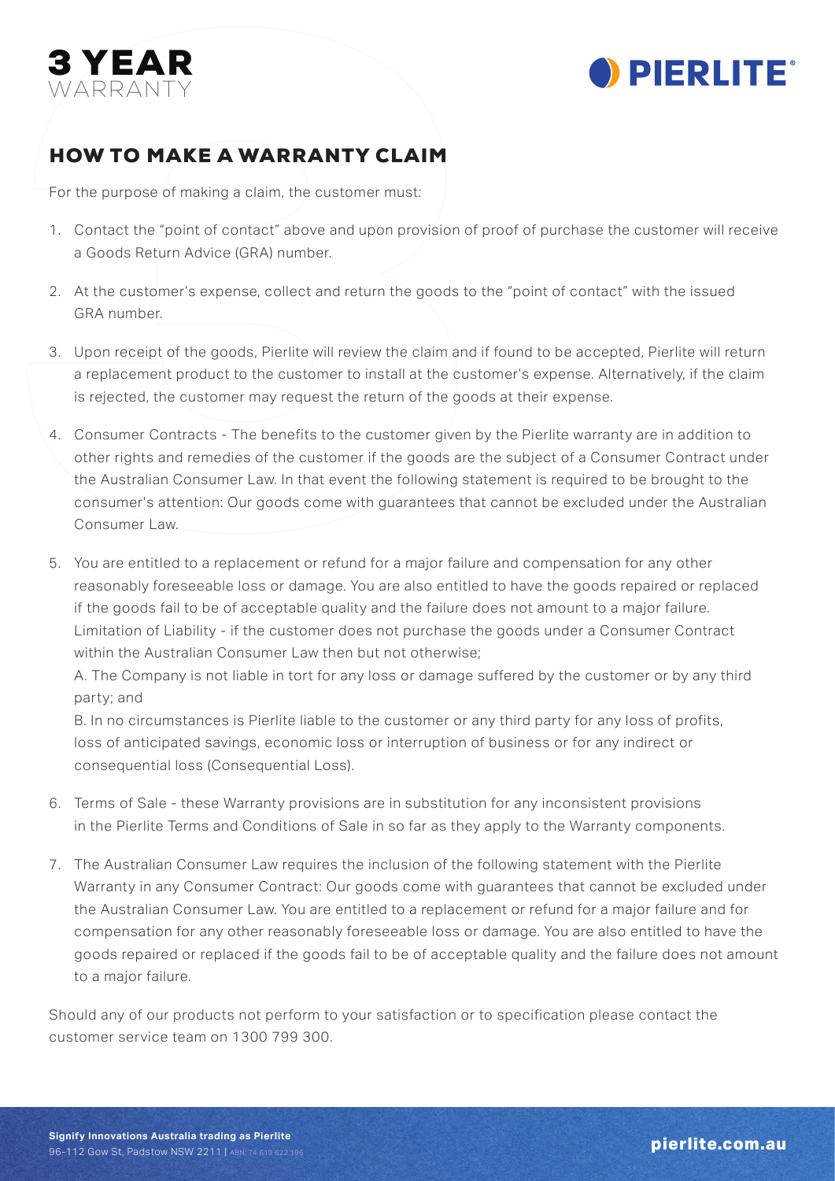# HOW TO MAKE A WARRANTY CLAIM

For the purpose of making a claim, the customer must:

1. Contact the "point of contact" above and upon provision of proof of purchase the customer will receive a Goods Return Advice (GRA) number.
2. At the customer's expense, collect and return the goods to the "point of contact" with the issued GRA number.
3. Upon receipt of the goods, Pierlite will review the claim and if found to be accepted, Pierlite will return a replacement product to the customer to install at the customer's expense. Alternatively, if the claim is rejected, the customer may request the return of the goods at their expense.
4. Consumer Contracts - The benefits to the customer given by the Pierlite warranty are in addition to other rights and remedies of the customer if the goods are the subject of a Consumer Contract under the Australian Consumer Law. In that event the following statement is required to be brought to the consumer's attention: Our goods come with guarantees that cannot be excluded under the Australian Consumer Law.
5. You are entitled to a replacement or refund for a major failure and compensation for any other reasonably foreseeable loss or damage. You are also entitled to have the goods repaired or replaced if the goods fail to be of acceptable quality and the failure does not amount to a major failure. Limitation of Liability - if the customer does not purchase the goods under a Consumer Contract within the Australian Consumer Law then but not otherwise;

   A. The Company is not liable in tort for any loss or damage suffered by the customer or by any third party; and

   B. In no circumstances is Pierlite liable to the customer or any third party for any loss of profits, loss of anticipated savings, economic loss or interruption of business or for any indirect or consequential loss (Consequential Loss).
6. Terms of Sale - these Warranty provisions are in substitution for any inconsistent provisions in the Pierlite Terms and Conditions of Sale in so far as they apply to the Warranty components.
7. The Australian Consumer Law requires the inclusion of the following statement with the Pierlite Warranty in any Consumer Contract: Our goods come with guarantees that cannot be excluded under the Australian Consumer Law. You are entitled to a replacement or refund for a major failure and for compensation for any other reasonably foreseeable loss or damage. You are also entitled to have the goods repaired or replaced if the goods fail to be of acceptable quality and the failure does not amount to a major failure.

Should any of our products not perform to your satisfaction or to specification please contact the customer service team on 1300 799 300.